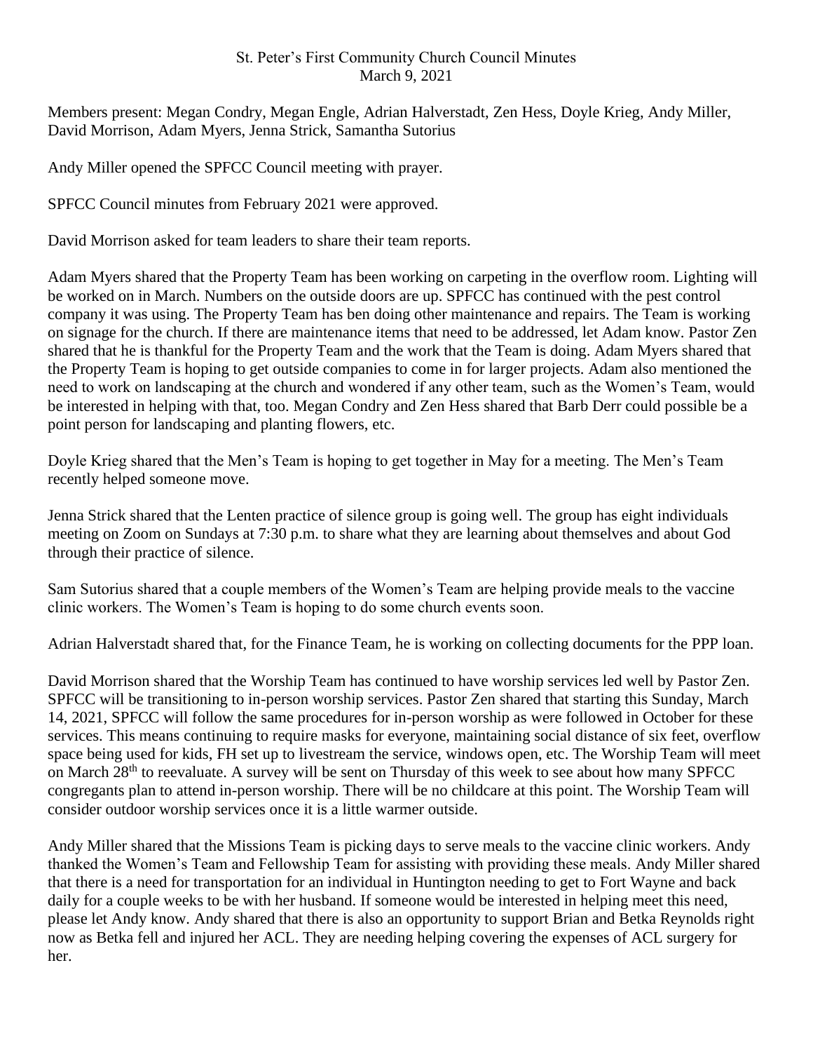St. Peter's First Community Church Council Minutes
March 9, 2021

Members present: Megan Condry, Megan Engle, Adrian Halverstadt, Zen Hess, Doyle Krieg, Andy Miller, David Morrison, Adam Myers, Jenna Strick, Samantha Sutorius

Andy Miller opened the SPFCC Council meeting with prayer.

SPFCC Council minutes from February 2021 were approved.

David Morrison asked for team leaders to share their team reports.

Adam Myers shared that the Property Team has been working on carpeting in the overflow room. Lighting will be worked on in March. Numbers on the outside doors are up. SPFCC has continued with the pest control company it was using. The Property Team has ben doing other maintenance and repairs. The Team is working on signage for the church. If there are maintenance items that need to be addressed, let Adam know. Pastor Zen shared that he is thankful for the Property Team and the work that the Team is doing. Adam Myers shared that the Property Team is hoping to get outside companies to come in for larger projects. Adam also mentioned the need to work on landscaping at the church and wondered if any other team, such as the Women's Team, would be interested in helping with that, too. Megan Condry and Zen Hess shared that Barb Derr could possible be a point person for landscaping and planting flowers, etc.

Doyle Krieg shared that the Men's Team is hoping to get together in May for a meeting. The Men's Team recently helped someone move.

Jenna Strick shared that the Lenten practice of silence group is going well. The group has eight individuals meeting on Zoom on Sundays at 7:30 p.m. to share what they are learning about themselves and about God through their practice of silence.

Sam Sutorius shared that a couple members of the Women's Team are helping provide meals to the vaccine clinic workers. The Women's Team is hoping to do some church events soon.

Adrian Halverstadt shared that, for the Finance Team, he is working on collecting documents for the PPP loan.

David Morrison shared that the Worship Team has continued to have worship services led well by Pastor Zen. SPFCC will be transitioning to in-person worship services. Pastor Zen shared that starting this Sunday, March 14, 2021, SPFCC will follow the same procedures for in-person worship as were followed in October for these services. This means continuing to require masks for everyone, maintaining social distance of six feet, overflow space being used for kids, FH set up to livestream the service, windows open, etc. The Worship Team will meet on March 28th to reevaluate. A survey will be sent on Thursday of this week to see about how many SPFCC congregants plan to attend in-person worship. There will be no childcare at this point. The Worship Team will consider outdoor worship services once it is a little warmer outside.

Andy Miller shared that the Missions Team is picking days to serve meals to the vaccine clinic workers. Andy thanked the Women's Team and Fellowship Team for assisting with providing these meals. Andy Miller shared that there is a need for transportation for an individual in Huntington needing to get to Fort Wayne and back daily for a couple weeks to be with her husband. If someone would be interested in helping meet this need, please let Andy know. Andy shared that there is also an opportunity to support Brian and Betka Reynolds right now as Betka fell and injured her ACL. They are needing helping covering the expenses of ACL surgery for her.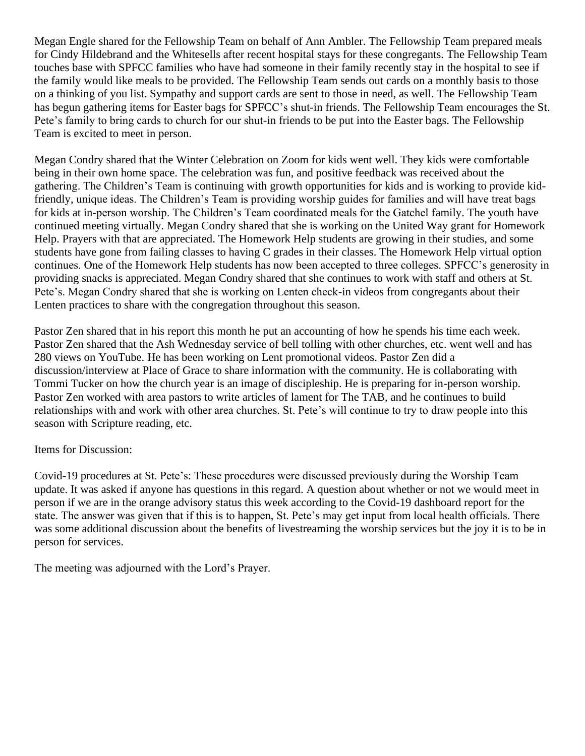Megan Engle shared for the Fellowship Team on behalf of Ann Ambler. The Fellowship Team prepared meals for Cindy Hildebrand and the Whitesells after recent hospital stays for these congregants. The Fellowship Team touches base with SPFCC families who have had someone in their family recently stay in the hospital to see if the family would like meals to be provided. The Fellowship Team sends out cards on a monthly basis to those on a thinking of you list. Sympathy and support cards are sent to those in need, as well. The Fellowship Team has begun gathering items for Easter bags for SPFCC's shut-in friends. The Fellowship Team encourages the St. Pete's family to bring cards to church for our shut-in friends to be put into the Easter bags. The Fellowship Team is excited to meet in person.

Megan Condry shared that the Winter Celebration on Zoom for kids went well. They kids were comfortable being in their own home space. The celebration was fun, and positive feedback was received about the gathering. The Children's Team is continuing with growth opportunities for kids and is working to provide kid-friendly, unique ideas. The Children's Team is providing worship guides for families and will have treat bags for kids at in-person worship. The Children's Team coordinated meals for the Gatchel family. The youth have continued meeting virtually. Megan Condry shared that she is working on the United Way grant for Homework Help. Prayers with that are appreciated. The Homework Help students are growing in their studies, and some students have gone from failing classes to having C grades in their classes. The Homework Help virtual option continues. One of the Homework Help students has now been accepted to three colleges. SPFCC's generosity in providing snacks is appreciated. Megan Condry shared that she continues to work with staff and others at St. Pete's. Megan Condry shared that she is working on Lenten check-in videos from congregants about their Lenten practices to share with the congregation throughout this season.

Pastor Zen shared that in his report this month he put an accounting of how he spends his time each week. Pastor Zen shared that the Ash Wednesday service of bell tolling with other churches, etc. went well and has 280 views on YouTube. He has been working on Lent promotional videos. Pastor Zen did a discussion/interview at Place of Grace to share information with the community. He is collaborating with Tommi Tucker on how the church year is an image of discipleship. He is preparing for in-person worship. Pastor Zen worked with area pastors to write articles of lament for The TAB, and he continues to build relationships with and work with other area churches. St. Pete's will continue to try to draw people into this season with Scripture reading, etc.

Items for Discussion:

Covid-19 procedures at St. Pete's: These procedures were discussed previously during the Worship Team update. It was asked if anyone has questions in this regard. A question about whether or not we would meet in person if we are in the orange advisory status this week according to the Covid-19 dashboard report for the state. The answer was given that if this is to happen, St. Pete's may get input from local health officials. There was some additional discussion about the benefits of livestreaming the worship services but the joy it is to be in person for services.

The meeting was adjourned with the Lord's Prayer.